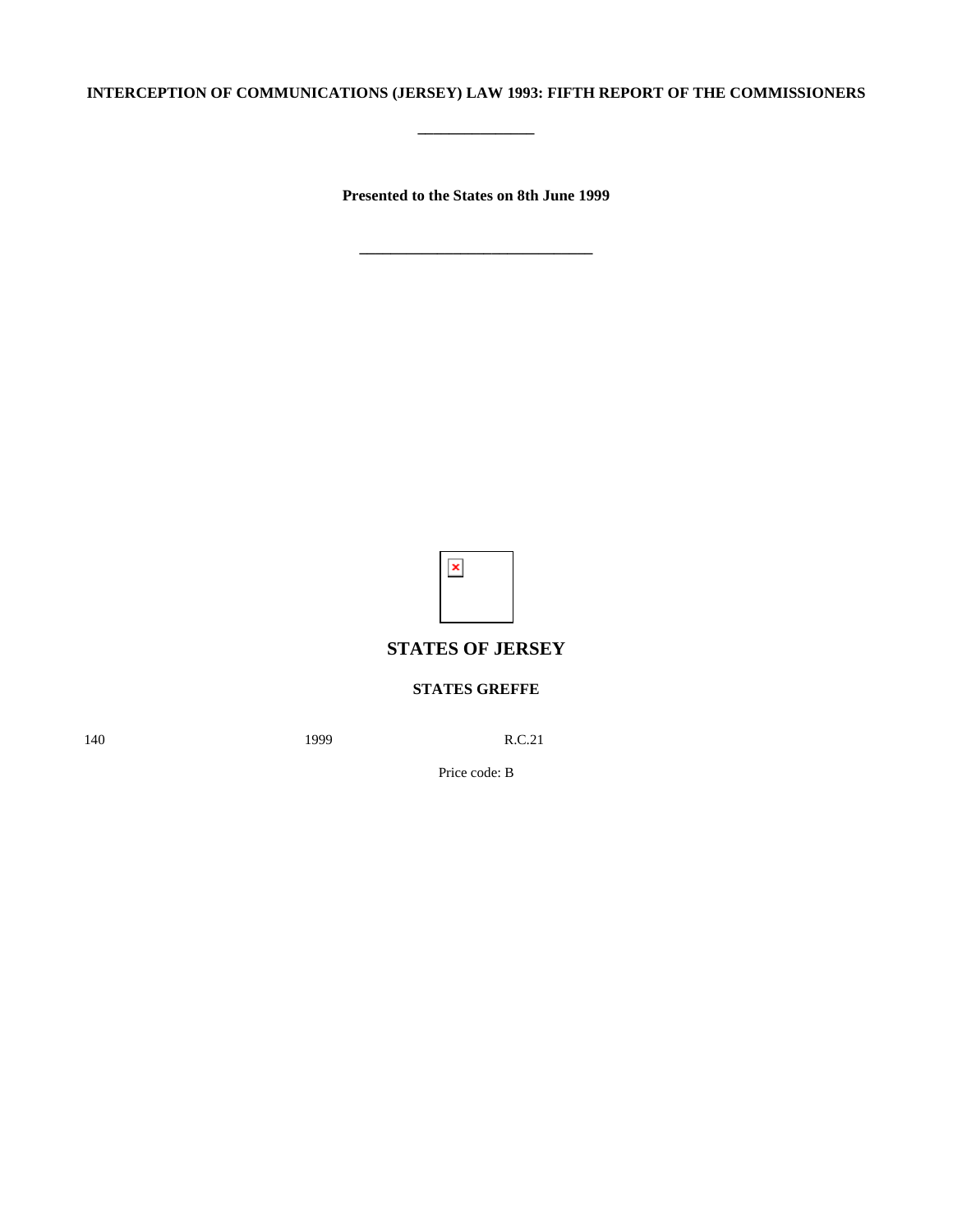**INTERCEPTION OF COMMUNICATIONS (JERSEY) LAW 1993: FIFTH REPORT OF THE COMMISSIONERS**

---

**Presented to the States on 8th June 1999**

---

## STATES OF JERSEY

**STATES GREFFE**

140 1999 R.C.21

Price code: B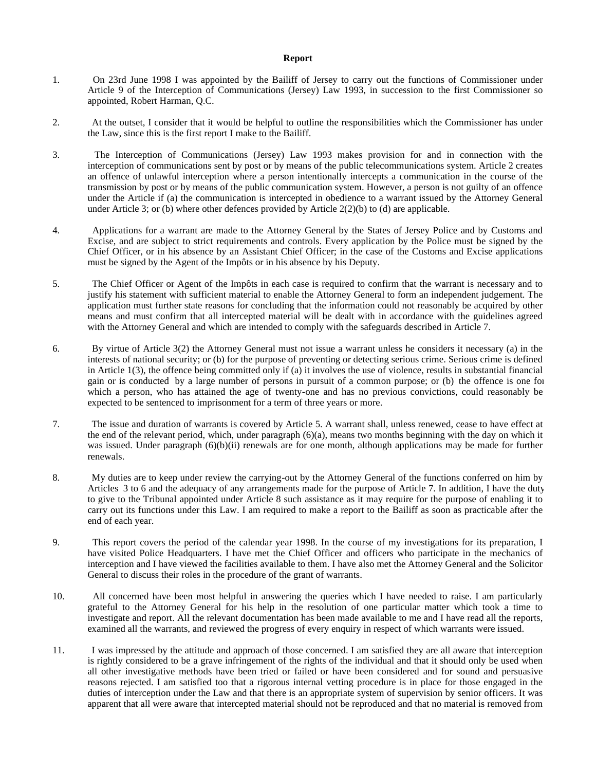**Report**

1. On 23rd June 1998 I was appointed by the Bailiff of Jersey to carry out the functions of Commissioner under Article 9 of the Interception of Communications (Jersey) Law 1993, in succession to the first Commissioner so appointed, Robert Harman, Q.C.

2. At the outset, I consider that it would be helpful to outline the responsibilities which the Commissioner has under the Law, since this is the first report I make to the Bailiff.

3. The Interception of Communications (Jersey) Law 1993 makes provision for and in connection with the interception of communications sent by post or by means of the public telecommunications system. Article 2 creates an offence of unlawful interception where a person intentionally intercepts a communication in the course of the transmission by post or by means of the public communication system. However, a person is not guilty of an offence under the Article if (a) the communication is intercepted in obedience to a warrant issued by the Attorney General under Article 3; or (b) where other defences provided by Article 2(2)(b) to (d) are applicable.

4. Applications for a warrant are made to the Attorney General by the States of Jersey Police and by Customs and Excise, and are subject to strict requirements and controls. Every application by the Police must be signed by the Chief Officer, or in his absence by an Assistant Chief Officer; in the case of the Customs and Excise applications must be signed by the Agent of the Impôts or in his absence by his Deputy.

5. The Chief Officer or Agent of the Impôts in each case is required to confirm that the warrant is necessary and to justify his statement with sufficient material to enable the Attorney General to form an independent judgement. The application must further state reasons for concluding that the information could not reasonably be acquired by other means and must confirm that all intercepted material will be dealt with in accordance with the guidelines agreed with the Attorney General and which are intended to comply with the safeguards described in Article 7.

6. By virtue of Article 3(2) the Attorney General must not issue a warrant unless he considers it necessary (a) in the interests of national security; or (b) for the purpose of preventing or detecting serious crime. Serious crime is defined in Article 1(3), the offence being committed only if (a) it involves the use of violence, results in substantial financial gain or is conducted by a large number of persons in pursuit of a common purpose; or (b) the offence is one for which a person, who has attained the age of twenty-one and has no previous convictions, could reasonably be expected to be sentenced to imprisonment for a term of three years or more.

7. The issue and duration of warrants is covered by Article 5. A warrant shall, unless renewed, cease to have effect at the end of the relevant period, which, under paragraph (6)(a), means two months beginning with the day on which it was issued. Under paragraph (6)(b)(ii) renewals are for one month, although applications may be made for further renewals.

8. My duties are to keep under review the carrying-out by the Attorney General of the functions conferred on him by Articles 3 to 6 and the adequacy of any arrangements made for the purpose of Article 7. In addition, I have the duty to give to the Tribunal appointed under Article 8 such assistance as it may require for the purpose of enabling it to carry out its functions under this Law. I am required to make a report to the Bailiff as soon as practicable after the end of each year.

9. This report covers the period of the calendar year 1998. In the course of my investigations for its preparation, I have visited Police Headquarters. I have met the Chief Officer and officers who participate in the mechanics of interception and I have viewed the facilities available to them. I have also met the Attorney General and the Solicitor General to discuss their roles in the procedure of the grant of warrants.

10. All concerned have been most helpful in answering the queries which I have needed to raise. I am particularly grateful to the Attorney General for his help in the resolution of one particular matter which took a time to investigate and report. All the relevant documentation has been made available to me and I have read all the reports, examined all the warrants, and reviewed the progress of every enquiry in respect of which warrants were issued.

11. I was impressed by the attitude and approach of those concerned. I am satisfied they are all aware that interception is rightly considered to be a grave infringement of the rights of the individual and that it should only be used when all other investigative methods have been tried or failed or have been considered and for sound and persuasive reasons rejected. I am satisfied too that a rigorous internal vetting procedure is in place for those engaged in the duties of interception under the Law and that there is an appropriate system of supervision by senior officers. It was apparent that all were aware that intercepted material should not be reproduced and that no material is removed from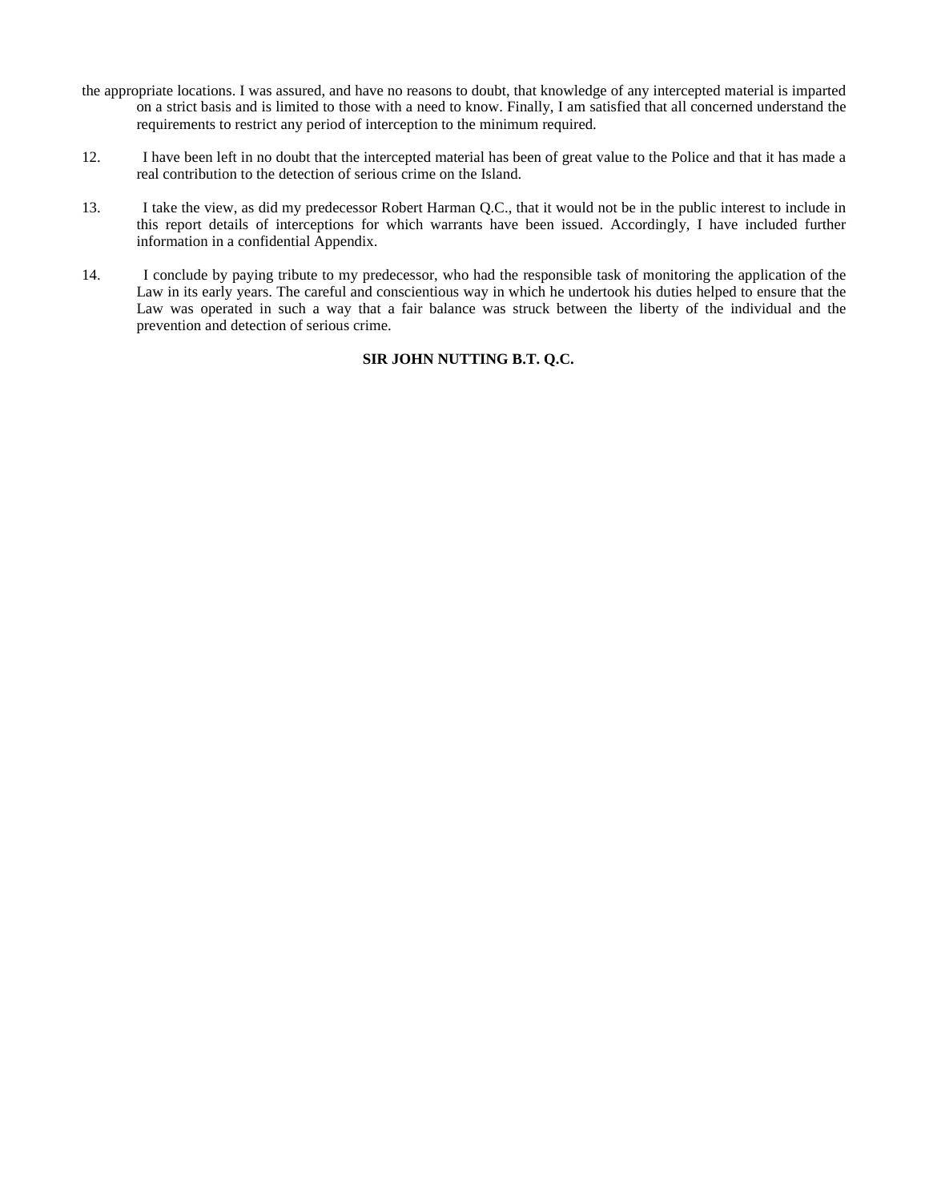the appropriate locations. I was assured, and have no reasons to doubt, that knowledge of any intercepted material is imparted on a strict basis and is limited to those with a need to know. Finally, I am satisfied that all concerned understand the requirements to restrict any period of interception to the minimum required.

12. I have been left in no doubt that the intercepted material has been of great value to the Police and that it has made a real contribution to the detection of serious crime on the Island.

13. I take the view, as did my predecessor Robert Harman Q.C., that it would not be in the public interest to include in this report details of interceptions for which warrants have been issued. Accordingly, I have included further information in a confidential Appendix.

14. I conclude by paying tribute to my predecessor, who had the responsible task of monitoring the application of the Law in its early years. The careful and conscientious way in which he undertook his duties helped to ensure that the Law was operated in such a way that a fair balance was struck between the liberty of the individual and the prevention and detection of serious crime.

**SIR JOHN NUTTING B.T. Q.C.**